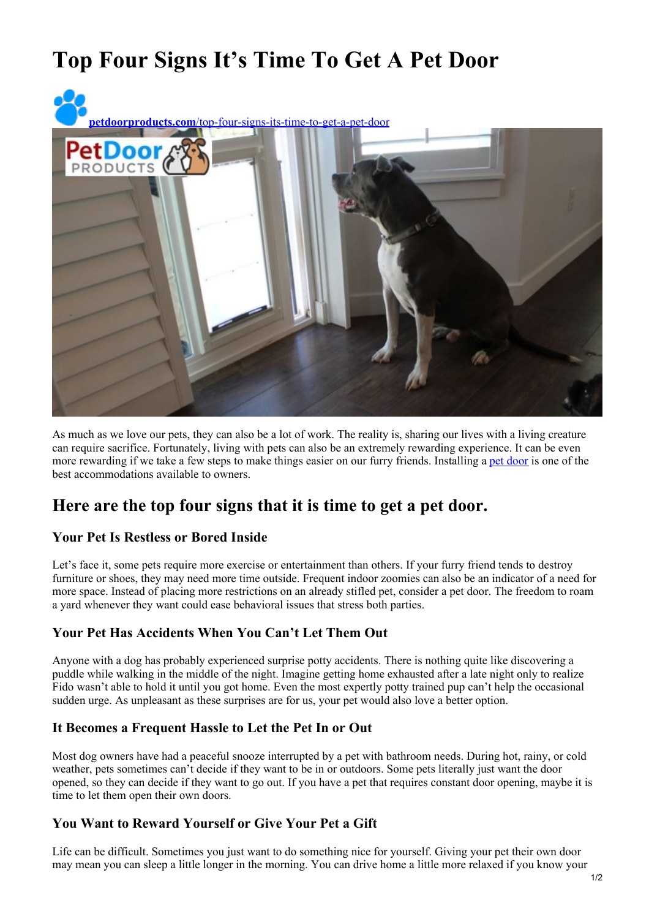# Top Four Signs It's Time To Get A Pet Door

[petdoorproducts.com/top-four-signs-its-time-to-get-a-pet-door](petdoorproducts.com/top-four-signs-its-time-to-get-a-pet-door)

As much as we love our pets, they can also be a lot of work. The reality is, sharing our lives with a living creature can require sacrifice. Fortunately, living with pets can also be an extremely rewarding experience. It can be even more rewarding if we take a few steps to make things easier on our furry friends. Installing a pet door is one of the best accommodations available to owners.

## Here are the top four signs that it is time to get a pet door.

### Your Pet Is Restless or Bored Inside

Let's face it, some pets require more exercise or entertainment than others. If your furry friend tends to destroy furniture or shoes, they may need more time outside. Frequent indoor zoomies can also be an indicator of a need for more space. Instead of placing more restrictions on an already stifled pet, consider a pet door. The freedom to roam a yard whenever they want could ease behavioral issues that stress both parties.

### Your Pet Has Accidents When You Can't Let Them Out

Anyone with a dog has probably experienced surprise potty accidents. There is nothing quite like discovering a puddle while walking in the middle of the night. Imagine getting home exhausted after a late night only to realize Fido wasn't able to hold it until you got home. Even the most expertly potty trained pup can't help the occasional sudden urge. As unpleasant as these surprises are for us, your pet would also love a better option.

### It Becomes a Frequent Hassle to Let the Pet In or Out

Most dog owners have had a peaceful snooze interrupted by a pet with bathroom needs. During hot, rainy, or cold weather, pets sometimes can't decide if they want to be in or outdoors. Some pets literally just want the door opened, so they can decide if they want to go out. If you have a pet that requires constant door opening, maybe it is time to let them open their own doors.

### You Want to Reward Yourself or Give Your Pet a Gift

Life can be difficult. Sometimes you just want to do something nice for yourself. Giving your pet their own door may mean you can sleep a little longer in the morning. You can drive home a little more relaxed if you know your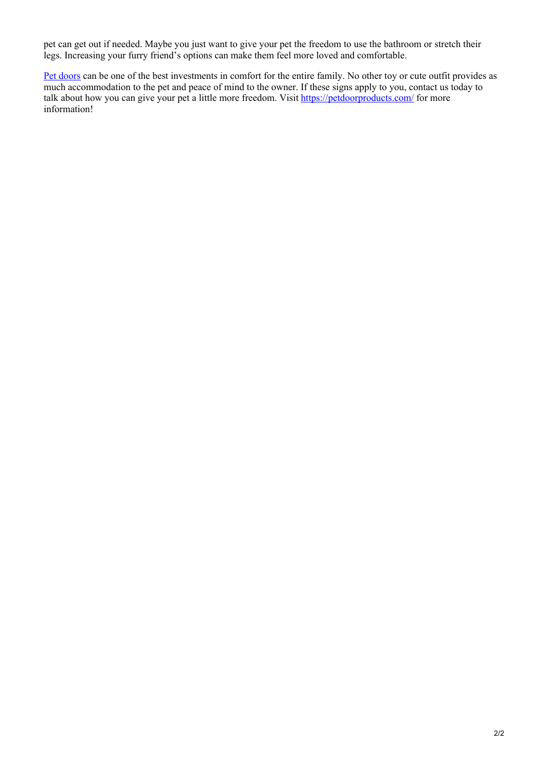pet can get out if needed. Maybe you just want to give your pet the freedom to use the bathroom or stretch their legs. Increasing your furry friend's options can make them feel more loved and comfortable.

[Pet doors](https://petdoorproducts.com/) can be one of the best investments in comfort for the entire family. No other toy or cute outfit provides as much accommodation to the pet and peace of mind to the owner. If these signs apply to you, contact us today to talk about how you can give your pet a little more freedom. Visit [https://petdoorproducts.com/](https://petdoorproducts.com/) for more information!